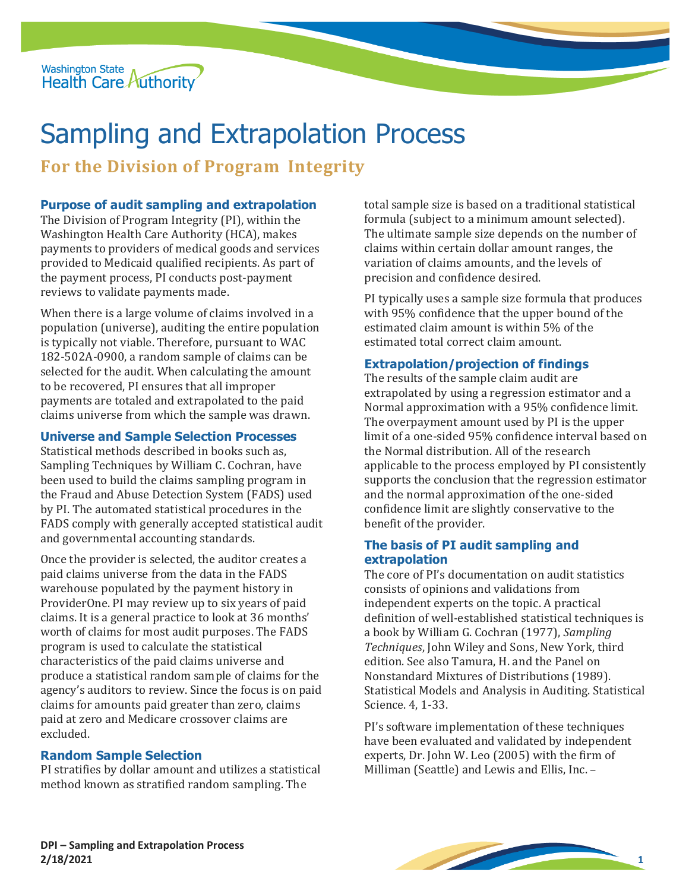# Sampling and Extrapolation Process

## For the Division of Program Integrity

### Purpose of audit sampling and extrapolation

The Division of Program Integrity (PI), within the Washington Health Care Authority (HCA), makes payments to providers of medical goods and services provided to Medicaid qualified recipients. As part of the payment process, PI conducts post-payment reviews to validate payments made.

When there is a large volume of claims involved in a population (universe), auditing the entire population is typically not viable. Therefore, pursuant to WAC 182-502A-0900, a random sample of claims can be selected for the audit. When calculating the amount to be recovered, PI ensures that all improper payments are totaled and extrapolated to the paid claims universe from which the sample was drawn.

### Universe and Sample Selection Processes

Statistical methods described in books such as, Sampling Techniques by William C. Cochran, have been used to build the claims sampling program in the Fraud and Abuse Detection System (FADS) used by PI. The automated statistical procedures in the FADS comply with generally accepted statistical audit and governmental accounting standards.

Once the provider is selected, the auditor creates a paid claims universe from the data in the FADS warehouse populated by the payment history in ProviderOne. PI may review up to six years of paid claims. It is a general practice to look at 36 months' worth of claims for most audit purposes. The FADS program is used to calculate the statistical characteristics of the paid claims universe and produce a statistical random sample of claims for the agency's auditors to review. Since the focus is on paid claims for amounts paid greater than zero, claims paid at zero and Medicare crossover claims are excluded.

### Random Sample Selection

PI stratifies by dollar amount and utilizes a statistical method known as stratified random sampling. The total sample size is based on a traditional statistical formula (subject to a minimum amount selected). The ultimate sample size depends on the number of claims within certain dollar amount ranges, the variation of claims amounts, and the levels of precision and confidence desired.

PI typically uses a sample size formula that produces with 95% confidence that the upper bound of the estimated claim amount is within 5% of the estimated total correct claim amount.

### Extrapolation/projection of findings

The results of the sample claim audit are extrapolated by using a regression estimator and a Normal approximation with a 95% confidence limit. The overpayment amount used by PI is the upper limit of a one-sided 95% confidence interval based on the Normal distribution. All of the research applicable to the process employed by PI consistently supports the conclusion that the regression estimator and the normal approximation of the one-sided confidence limit are slightly conservative to the benefit of the provider.

### The basis of PI audit sampling and extrapolation

The core of PI's documentation on audit statistics consists of opinions and validations from independent experts on the topic. A practical definition of well-established statistical techniques is a book by William G. Cochran (1977), *Sampling Techniques*, John Wiley and Sons, New York, third edition. See also Tamura, H. and the Panel on Nonstandard Mixtures of Distributions (1989). Statistical Models and Analysis in Auditing. Statistical Science. 4, 1-33.

PI's software implementation of these techniques have been evaluated and validated by independent experts, Dr. John W. Leo (2005) with the firm of Milliman (Seattle) and Lewis and Ellis, Inc. –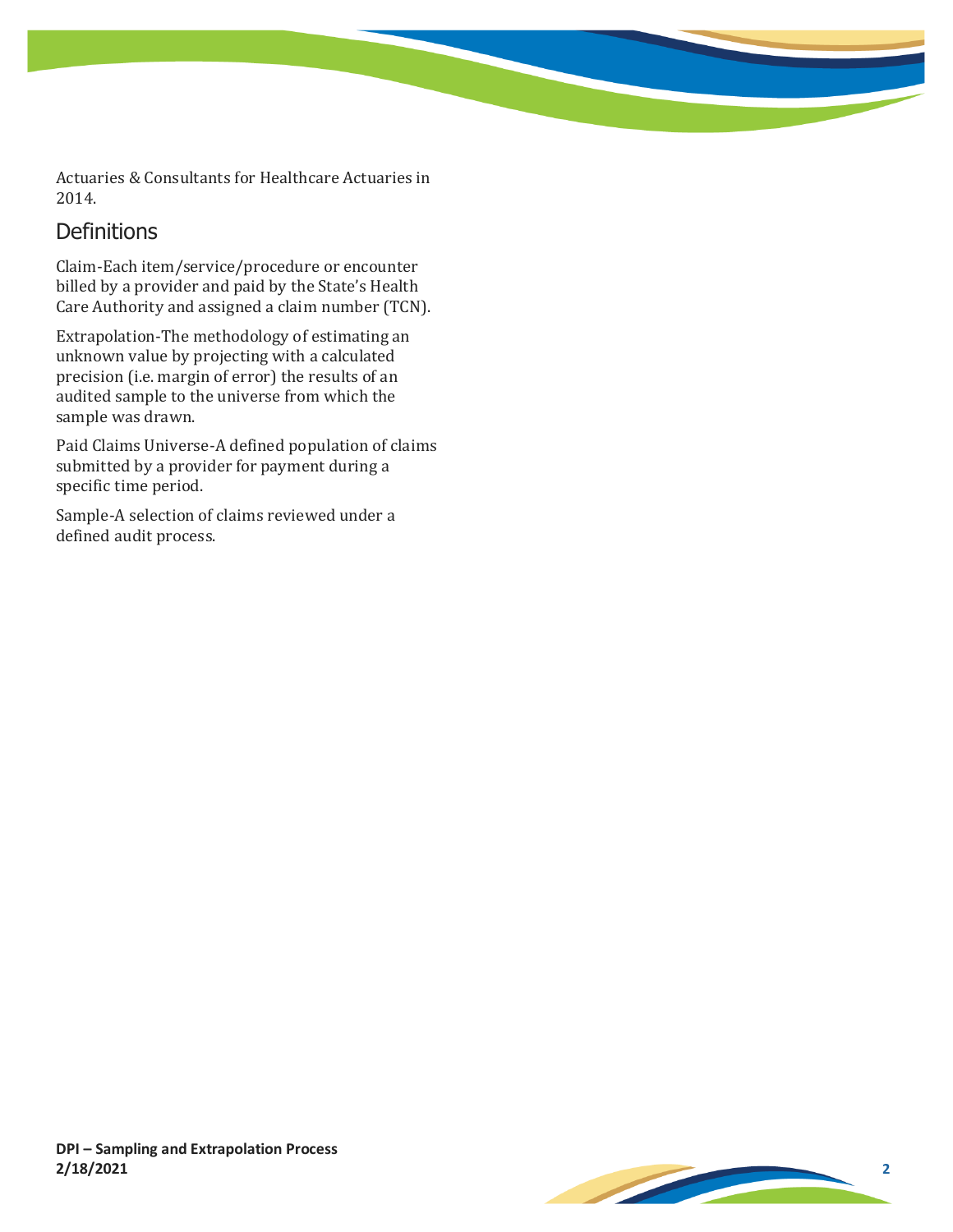Actuaries & Consultants for Healthcare Actuaries in 2014.

## Definitions

Claim-Each item/service/procedure or encounter billed by a provider and paid by the State's Health Care Authority and assigned a claim number (TCN).

Extrapolation-The methodology of estimating an unknown value by projecting with a calculated precision (i.e. margin of error) the results of an audited sample to the universe from which the sample was drawn.

Paid Claims Universe-A defined population of claims submitted by a provider for payment during a specific time period.

Sample-A selection of claims reviewed under a defined audit process.